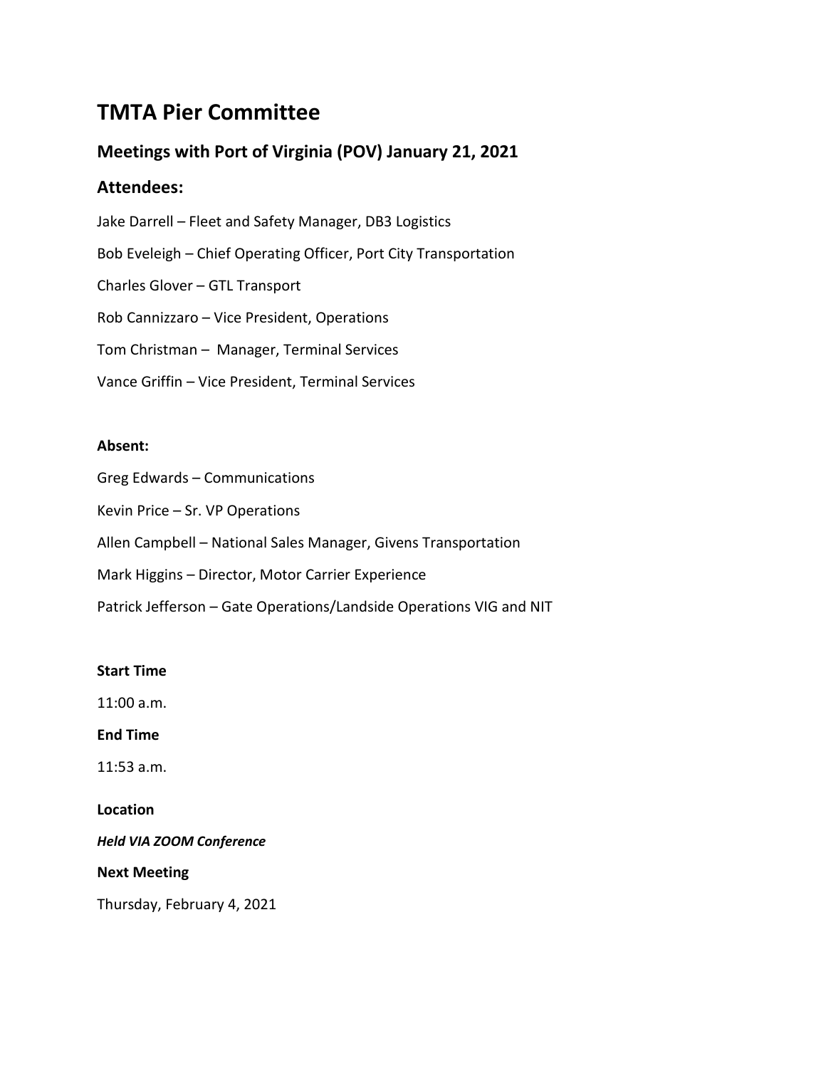# TMTA Pier Committee

## Meetings with Port of Virginia (POV) January 21, 2021

## Attendees:

Jake Darrell – Fleet and Safety Manager, DB3 Logistics

Bob Eveleigh – Chief Operating Officer, Port City Transportation

Charles Glover – GTL Transport

Rob Cannizzaro – Vice President, Operations

Tom Christman – Manager, Terminal Services

Vance Griffin – Vice President, Terminal Services

**Absent:**

Greg Edwards – Communications

Kevin Price – Sr. VP Operations

Allen Campbell – National Sales Manager, Givens Transportation

Mark Higgins – Director, Motor Carrier Experience

Patrick Jefferson – Gate Operations/Landside Operations VIG and NIT

**Start Time**

11:00 a.m.

**End Time**

11:53 a.m.

**Location**

***Held VIA ZOOM Conference***

**Next Meeting**

Thursday, February 4, 2021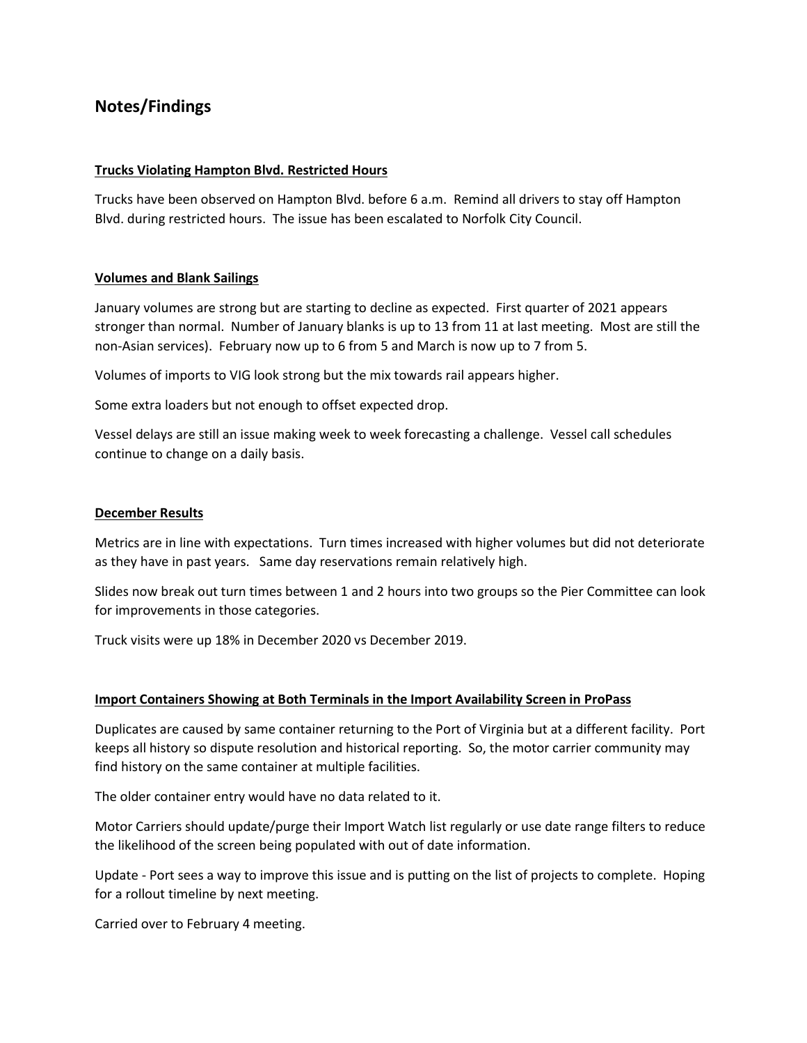## Notes/Findings

### Trucks Violating Hampton Blvd. Restricted Hours

Trucks have been observed on Hampton Blvd. before 6 a.m. Remind all drivers to stay off Hampton Blvd. during restricted hours. The issue has been escalated to Norfolk City Council.

### Volumes and Blank Sailings

January volumes are strong but are starting to decline as expected. First quarter of 2021 appears stronger than normal. Number of January blanks is up to 13 from 11 at last meeting. Most are still the non-Asian services). February now up to 6 from 5 and March is now up to 7 from 5.

Volumes of imports to VIG look strong but the mix towards rail appears higher.

Some extra loaders but not enough to offset expected drop.

Vessel delays are still an issue making week to week forecasting a challenge. Vessel call schedules continue to change on a daily basis.

### December Results

Metrics are in line with expectations. Turn times increased with higher volumes but did not deteriorate as they have in past years. Same day reservations remain relatively high.

Slides now break out turn times between 1 and 2 hours into two groups so the Pier Committee can look for improvements in those categories.

Truck visits were up 18% in December 2020 vs December 2019.

### Import Containers Showing at Both Terminals in the Import Availability Screen in ProPass

Duplicates are caused by same container returning to the Port of Virginia but at a different facility. Port keeps all history so dispute resolution and historical reporting. So, the motor carrier community may find history on the same container at multiple facilities.

The older container entry would have no data related to it.

Motor Carriers should update/purge their Import Watch list regularly or use date range filters to reduce the likelihood of the screen being populated with out of date information.

Update - Port sees a way to improve this issue and is putting on the list of projects to complete. Hoping for a rollout timeline by next meeting.

Carried over to February 4 meeting.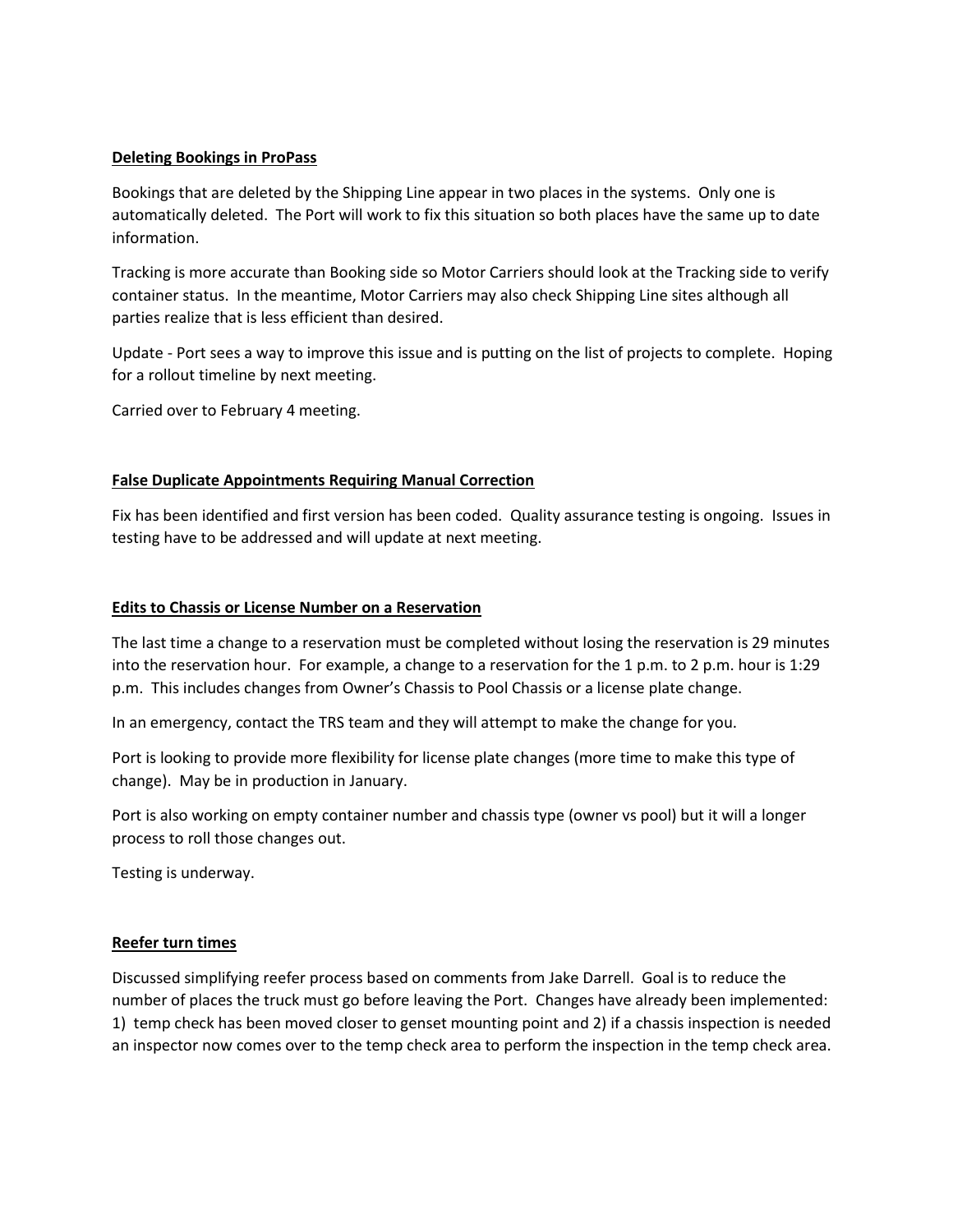**Deleting Bookings in ProPass**

Bookings that are deleted by the Shipping Line appear in two places in the systems. Only one is automatically deleted. The Port will work to fix this situation so both places have the same up to date information.

Tracking is more accurate than Booking side so Motor Carriers should look at the Tracking side to verify container status. In the meantime, Motor Carriers may also check Shipping Line sites although all parties realize that is less efficient than desired.

Update - Port sees a way to improve this issue and is putting on the list of projects to complete. Hoping for a rollout timeline by next meeting.

Carried over to February 4 meeting.

**False Duplicate Appointments Requiring Manual Correction**

Fix has been identified and first version has been coded. Quality assurance testing is ongoing. Issues in testing have to be addressed and will update at next meeting.

**Edits to Chassis or License Number on a Reservation**

The last time a change to a reservation must be completed without losing the reservation is 29 minutes into the reservation hour. For example, a change to a reservation for the 1 p.m. to 2 p.m. hour is 1:29 p.m. This includes changes from Owner's Chassis to Pool Chassis or a license plate change.

In an emergency, contact the TRS team and they will attempt to make the change for you.

Port is looking to provide more flexibility for license plate changes (more time to make this type of change). May be in production in January.

Port is also working on empty container number and chassis type (owner vs pool) but it will a longer process to roll those changes out.

Testing is underway.

**Reefer turn times**

Discussed simplifying reefer process based on comments from Jake Darrell. Goal is to reduce the number of places the truck must go before leaving the Port. Changes have already been implemented: 1) temp check has been moved closer to genset mounting point and 2) if a chassis inspection is needed an inspector now comes over to the temp check area to perform the inspection in the temp check area.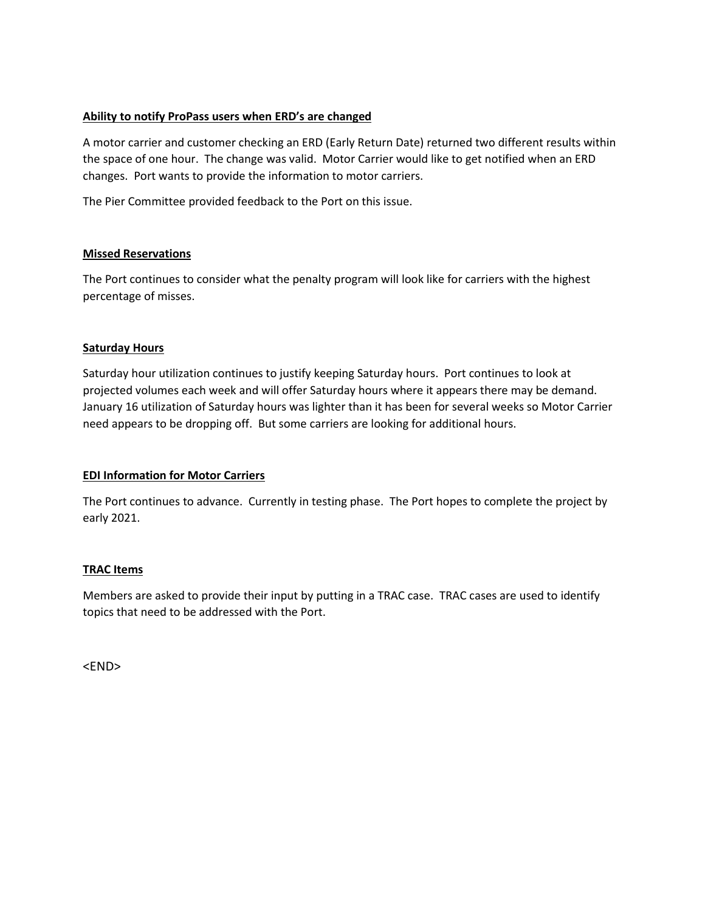**Ability to notify ProPass users when ERD's are changed**

A motor carrier and customer checking an ERD (Early Return Date) returned two different results within the space of one hour. The change was valid. Motor Carrier would like to get notified when an ERD changes. Port wants to provide the information to motor carriers.

The Pier Committee provided feedback to the Port on this issue.

**Missed Reservations**

The Port continues to consider what the penalty program will look like for carriers with the highest percentage of misses.

**Saturday Hours**

Saturday hour utilization continues to justify keeping Saturday hours. Port continues to look at projected volumes each week and will offer Saturday hours where it appears there may be demand. January 16 utilization of Saturday hours was lighter than it has been for several weeks so Motor Carrier need appears to be dropping off. But some carriers are looking for additional hours.

**EDI Information for Motor Carriers**

The Port continues to advance. Currently in testing phase. The Port hopes to complete the project by early 2021.

**TRAC Items**

Members are asked to provide their input by putting in a TRAC case. TRAC cases are used to identify topics that need to be addressed with the Port.

<END>